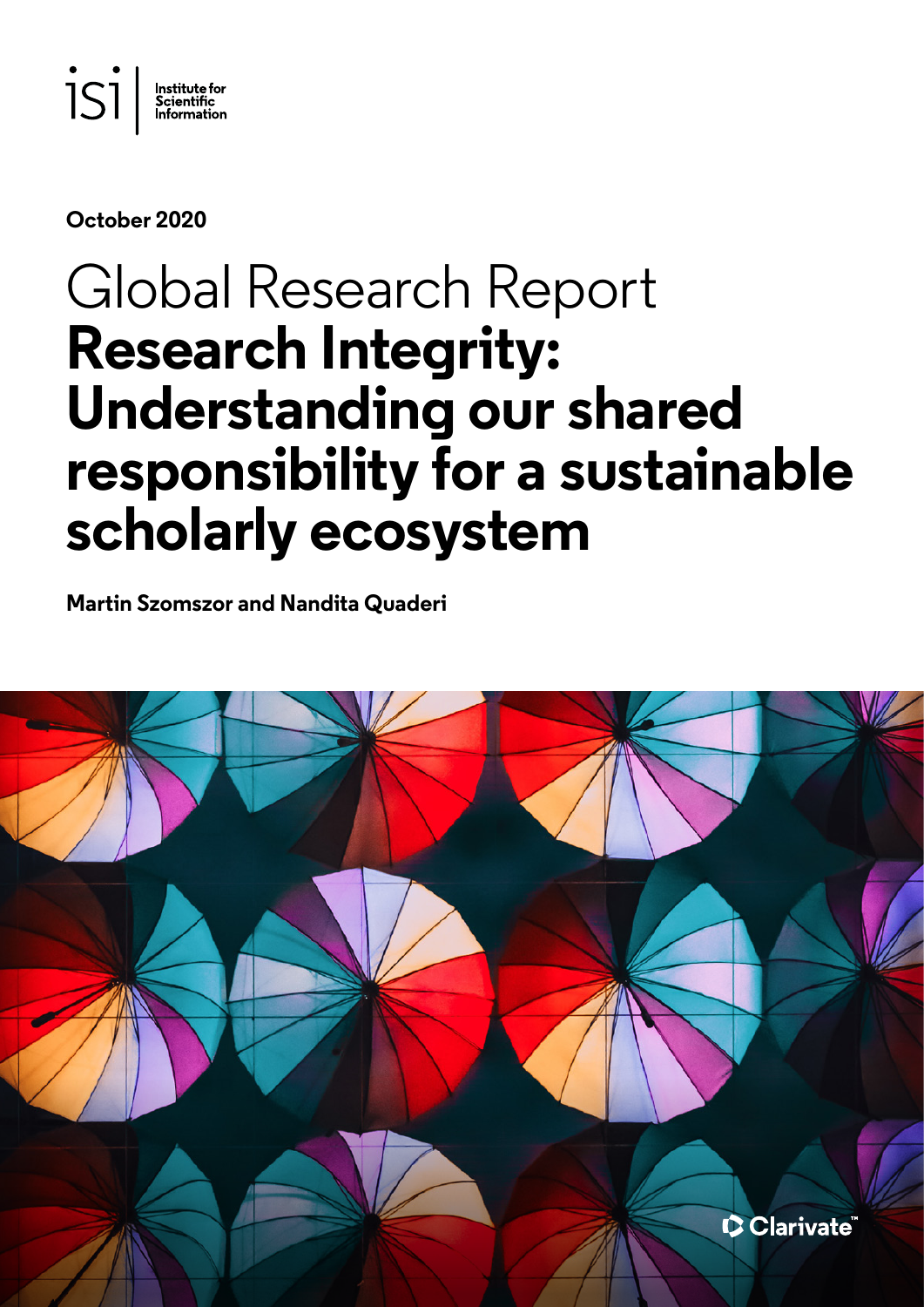isi | Institute for Scientific Information

**October 2020**

# Global Research Report
# **Research Integrity: Understanding our shared responsibility for a sustainable scholarly ecosystem**

**Martin Szomszor and Nandita Quaderi**

Clarivate™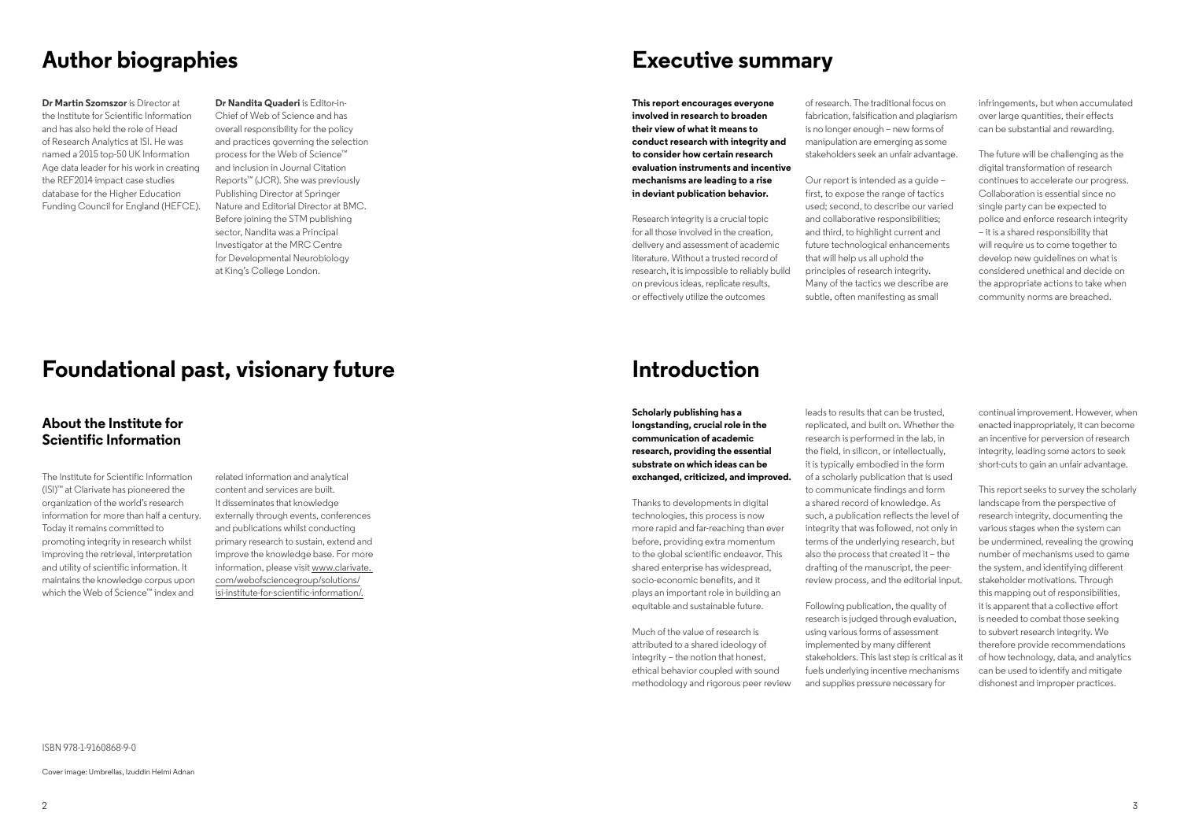# Author biographies

**Dr Martin Szomszor** is Director at the Institute for Scientific Information and has also held the role of Head of Research Analytics at ISI. He was named a 2015 top-50 UK Information Age data leader for his work in creating the REF2014 impact case studies database for the Higher Education Funding Council for England (HEFCE).

**Dr Nandita Quaderi** is Editor-in-Chief of Web of Science and has overall responsibility for the policy and practices governing the selection process for the Web of Science™ and inclusion in Journal Citation Reports™ (JCR). She was previously Publishing Director at Springer Nature and Editorial Director at BMC. Before joining the STM publishing sector, Nandita was a Principal Investigator at the MRC Centre for Developmental Neurobiology at King's College London.

# Foundational past, visionary future

## About the Institute for Scientific Information

The Institute for Scientific Information (ISI)™ at Clarivate has pioneered the organization of the world's research information for more than half a century. Today it remains committed to promoting integrity in research whilst improving the retrieval, interpretation and utility of scientific information. It maintains the knowledge corpus upon which the Web of Science™ index and related information and analytical content and services are built. It disseminates that knowledge externally through events, conferences and publications whilst conducting primary research to sustain, extend and improve the knowledge base. For more information, please visit www.clarivate.com/webofsciencegroup/solutions/isi-institute-for-scientific-information/.

ISBN 978-1-9160868-9-0

Cover image: Umbrellas, Izuddin Helmi Adnan

# Executive summary

**This report encourages everyone involved in research to broaden their view of what it means to conduct research with integrity and to consider how certain research evaluation instruments and incentive mechanisms are leading to a rise in deviant publication behavior.**

Research integrity is a crucial topic for all those involved in the creation, delivery and assessment of academic literature. Without a trusted record of research, it is impossible to reliably build on previous ideas, replicate results, or effectively utilize the outcomes of research. The traditional focus on fabrication, falsification and plagiarism is no longer enough – new forms of manipulation are emerging as some stakeholders seek an unfair advantage.

Our report is intended as a guide – first, to expose the range of tactics used; second, to describe our varied and collaborative responsibilities; and third, to highlight current and future technological enhancements that will help us all uphold the principles of research integrity. Many of the tactics we describe are subtle, often manifesting as small infringements, but when accumulated over large quantities, their effects can be substantial and rewarding.

The future will be challenging as the digital transformation of research continues to accelerate our progress. Collaboration is essential since no single party can be expected to police and enforce research integrity – it is a shared responsibility that will require us to come together to develop new guidelines on what is considered unethical and decide on the appropriate actions to take when community norms are breached.

# Introduction

**Scholarly publishing has a longstanding, crucial role in the communication of academic research, providing the essential substrate on which ideas can be exchanged, criticized, and improved.**

Thanks to developments in digital technologies, this process is now more rapid and far-reaching than ever before, providing extra momentum to the global scientific endeavor. This shared enterprise has widespread, socio-economic benefits, and it plays an important role in building an equitable and sustainable future.

Much of the value of research is attributed to a shared ideology of integrity – the notion that honest, ethical behavior coupled with sound methodology and rigorous peer review leads to results that can be trusted, replicated, and built on. Whether the research is performed in the lab, in the field, in silicon, or intellectually, it is typically embodied in the form of a scholarly publication that is used to communicate findings and form a shared record of knowledge. As such, a publication reflects the level of integrity that was followed, not only in terms of the underlying research, but also the process that created it – the drafting of the manuscript, the peer-review process, and the editorial input.

Following publication, the quality of research is judged through evaluation, using various forms of assessment implemented by many different stakeholders. This last step is critical as it fuels underlying incentive mechanisms and supplies pressure necessary for continual improvement. However, when enacted inappropriately, it can become an incentive for perversion of research integrity, leading some actors to seek short-cuts to gain an unfair advantage.

This report seeks to survey the scholarly landscape from the perspective of research integrity, documenting the various stages when the system can be undermined, revealing the growing number of mechanisms used to game the system, and identifying different stakeholder motivations. Through this mapping out of responsibilities, it is apparent that a collective effort is needed to combat those seeking to subvert research integrity. We therefore provide recommendations of how technology, data, and analytics can be used to identify and mitigate dishonest and improper practices.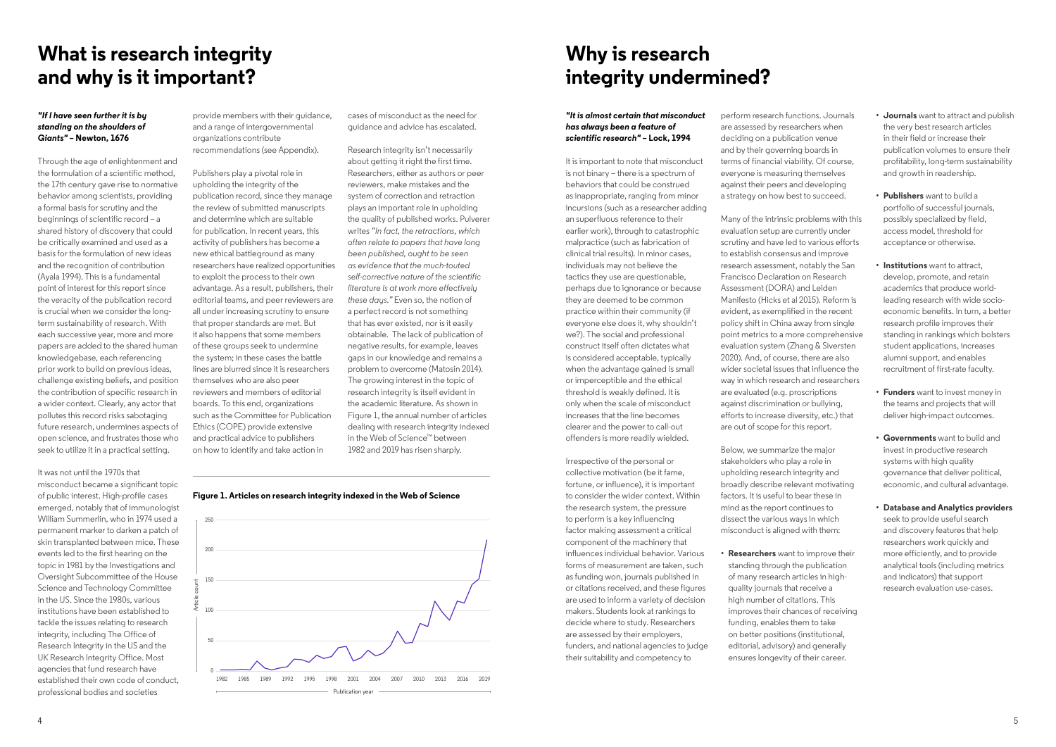# What is research integrity and why is it important?

***"If I have seen further it is by standing on the shoulders of Giants"* – Newton, 1676**

Through the age of enlightenment and the formulation of a scientific method, the 17th century gave rise to normative behavior among scientists, providing a formal basis for scrutiny and the beginnings of scientific record – a shared history of discovery that could be critically examined and used as a basis for the formulation of new ideas and the recognition of contribution (Ayala 1994). This is a fundamental point of interest for this report since the veracity of the publication record is crucial when we consider the long-term sustainability of research. With each successive year, more and more papers are added to the shared human knowledgebase, each referencing prior work to build on previous ideas, challenge existing beliefs, and position the contribution of specific research in a wider context. Clearly, any actor that pollutes this record risks sabotaging future research, undermines aspects of open science, and frustrates those who seek to utilize it in a practical setting.

It was not until the 1970s that misconduct became a significant topic of public interest. High-profile cases emerged, notably that of immunologist William Summerlin, who in 1974 used a permanent marker to darken a patch of skin transplanted between mice. These events led to the first hearing on the topic in 1981 by the Investigations and Oversight Subcommittee of the House Science and Technology Committee in the US. Since the 1980s, various institutions have been established to tackle the issues relating to research integrity, including The Office of Research Integrity in the US and the UK Research Integrity Office. Most agencies that fund research have established their own code of conduct, professional bodies and societies provide members with their guidance, and a range of intergovernmental organizations contribute recommendations (see Appendix).

Publishers play a pivotal role in upholding the integrity of the publication record, since they manage the review of submitted manuscripts and determine which are suitable for publication. In recent years, this activity of publishers has become a new ethical battleground as many researchers have realized opportunities to exploit the process to their own advantage. As a result, publishers, their editorial teams, and peer reviewers are all under increasing scrutiny to ensure that proper standards are met. But it also happens that some members of these groups seek to undermine the system; in these cases the battle lines are blurred since it is researchers themselves who are also peer reviewers and members of editorial boards. To this end, organizations such as the Committee for Publication Ethics (COPE) provide extensive and practical advice to publishers on how to identify and take action in cases of misconduct as the need for guidance and advice has escalated.

Research integrity isn't necessarily about getting it right the first time. Researchers, either as authors or peer reviewers, make mistakes and the system of correction and retraction plays an important role in upholding the quality of published works. Pulverer writes *"In fact, the retractions, which often relate to papers that have long been published, ought to be seen as evidence that the much-touted self-corrective nature of the scientific literature is at work more effectively these days."* Even so, the notion of a perfect record is not something that has ever existed, nor is it easily obtainable. The lack of publication of negative results, for example, leaves gaps in our knowledge and remains a problem to overcome (Matosin 2014). The growing interest in the topic of research integrity is itself evident in the academic literature. As shown in Figure 1, the annual number of articles dealing with research integrity indexed in the Web of Science™ between 1982 and 2019 has risen sharply.

**Figure 1. Articles on research integrity indexed in the Web of Science**

# Why is research integrity undermined?

***"It is almost certain that misconduct has always been a feature of scientific research"* – Lock, 1994**

It is important to note that misconduct is not binary – there is a spectrum of behaviors that could be construed as inappropriate, ranging from minor incursions (such as a researcher adding an superfluous reference to their earlier work), through to catastrophic malpractice (such as fabrication of clinical trial results). In minor cases, individuals may not believe the tactics they use are questionable, perhaps due to ignorance or because they are deemed to be common practice within their community (if everyone else does it, why shouldn't we?). The social and professional construct itself often dictates what is considered acceptable, typically when the advantage gained is small or imperceptible and the ethical threshold is weakly defined. It is only when the scale of misconduct increases that the line becomes clearer and the power to call-out offenders is more readily wielded.

Irrespective of the personal or collective motivation (be it fame, fortune, or influence), it is important to consider the wider context. Within the research system, the pressure to perform is a key influencing factor making assessment a critical component of the machinery that influences individual behavior. Various forms of measurement are taken, such as funding won, journals published in or citations received, and these figures are used to inform a variety of decision makers. Students look at rankings to decide where to study. Researchers are assessed by their employers, funders, and national agencies to judge their suitability and competency to perform research functions. Journals are assessed by researchers when deciding on a publication venue and by their governing boards in terms of financial viability. Of course, everyone is measuring themselves against their peers and developing a strategy on how best to succeed.

Many of the intrinsic problems with this evaluation setup are currently under scrutiny and have led to various efforts to establish consensus and improve research assessment, notably the San Francisco Declaration on Research Assessment (DORA) and Leiden Manifesto (Hicks et al 2015). Reform is evident, as exemplified in the recent policy shift in China away from single point metrics to a more comprehensive evaluation system (Zhang & Siversten 2020). And, of course, there are also wider societal issues that influence the way in which research and researchers are evaluated (e.g. proscriptions against discrimination or bullying, efforts to increase diversity, etc.) that are out of scope for this report.

Below, we summarize the major stakeholders who play a role in upholding research integrity and broadly describe relevant motivating factors. It is useful to bear these in mind as the report continues to dissect the various ways in which misconduct is aligned with them:

- **Researchers** want to improve their standing through the publication of many research articles in high-quality journals that receive a high number of citations. This improves their chances of receiving funding, enables them to take on better positions (institutional, editorial, advisory) and generally ensures longevity of their career.
- **Journals** want to attract and publish the very best research articles in their field or increase their publication volumes to ensure their profitability, long-term sustainability and growth in readership.
- **Publishers** want to build a portfolio of successful journals, possibly specialized by field, access model, threshold for acceptance or otherwise.
- **Institutions** want to attract, develop, promote, and retain academics that produce world-leading research with wide socio-economic benefits. In turn, a better research profile improves their standing in rankings which bolsters student applications, increases alumni support, and enables recruitment of first-rate faculty.
- **Funders** want to invest money in the teams and projects that will deliver high-impact outcomes.
- **Governments** want to build and invest in productive research systems with high quality governance that deliver political, economic, and cultural advantage.
- **Database and Analytics providers** seek to provide useful search and discovery features that help researchers work quickly and more efficiently, and to provide analytical tools (including metrics and indicators) that support research evaluation use-cases.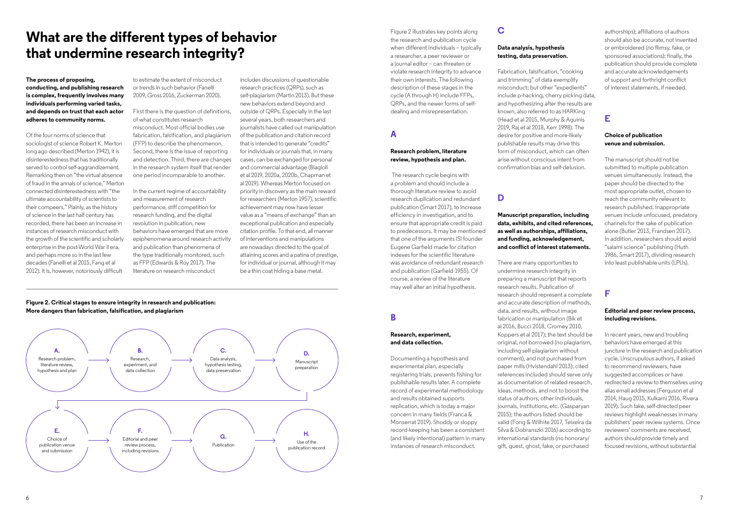# What are the different types of behavior that undermine research integrity?

**The process of proposing, conducting, and publishing research is complex, frequently involves many individuals performing varied tasks, and depends on trust that each actor adheres to community norms.**

Of the four norms of science that sociologist of science Robert K. Merton long ago described (Merton 1942), it is disinterestedness that has traditionally served to control self-aggrandizement. Remarking then on "the virtual absence of fraud in the annals of science," Merton connected disinterestedness with "the ultimate accountability of scientists to their compeers." Plainly, as the history of science in the last half century has recorded, there has been an increase in instances of research misconduct with the growth of the scientific and scholarly enterprise in the post-World War II era, and perhaps more so in the last few decades (Fanelli et al 2015, Fang et al 2012). It is, however, notoriously difficult to estimate the extent of misconduct or trends in such behavior (Fanelli 2009, Gross 2016, Zuckerman 2020).

First there is the question of definitions, of what constitutes research misconduct. Most official bodies use fabrication, falsification, and plagiarism (FFP) to describe the phenomenon. Second, there is the issue of reporting and detection. Third, there are changes in the research system itself that render one period incomparable to another.

In the current regime of accountability and measurement of research performance, stiff competition for research funding, and the digital revolution in publication, new behaviors have emerged that are more epiphenomena around research activity and publication than phenomena of the type traditionally monitored, such as FFP (Edwards & Roy 2017). The literature on research misconduct includes discussions of questionable research practices (QRPs), such as self-plagiarism (Martin 2013). But these new behaviors extend beyond and outside of QRPs. Especially in the last several years, both researchers and journalists have called out manipulation of the publication and citation record that is intended to generate "credits" for individuals or journals that, in many cases, can be exchanged for personal and commercial advantage (Biagioli et al 2019, 2020a, 2020b, Chapman et al 2019). Whereas Merton focused on priority in discovery as the main reward for researchers (Merton 1957), scientific achievement may now have lesser value as a "means of exchange" than an exceptional publication and especially citation profile. To that end, all manner of interventions and manipulations are nowadays directed to the goal of attaining scores and a patina of prestige, for individual or journal, although it may be a thin coat hiding a base metal.

**Figure 2. Critical stages to ensure integrity in research and publication: More dangers than fabrication, falsification, and plagiarism**

A. Research problem, literature review, hypothesis and plan → B. Research, experiment, and data collection → C. Data analysis, hypothesis testing, data preservation → D. Manuscript preparation → E. Choice of publication venue and submission → F. Editorial and peer review process, including revisions → G. Publication → H. Use of the publication record

Figure 2 illustrates key points along the research and publication cycle when different individuals – typically a researcher, a peer reviewer or a journal editor – can threaten or violate research integrity to advance their own interests. The following description of these stages in the cycle (A through H) include FFPs, QRPs, and the newer forms of self-dealing and misrepresentation.

## A

**Research problem, literature review, hypothesis and plan.**

The research cycle begins with a problem and should include a thorough literature review to avoid research duplication and redundant publication (Smart 2017), to increase efficiency in investigation, and to ensure that appropriate credit is paid to predecessors. It may be mentioned that one of the arguments ISI founder Eugene Garfield made for citation indexes for the scientific literature was avoidance of redundant research and publication (Garfield 1955). Of course, a review of the literature may well alter an initial hypothesis.

## B

**Research, experiment, and data collection.**

Documenting a hypothesis and experimental plan, especially registering trials, prevents fishing for publishable results later. A complete record of experimental methodology and results obtained supports replication, which is today a major concern in many fields (Franca & Monserrat 2019). Shoddy or sloppy record-keeping has been a consistent (and likely intentional) pattern in many instances of research misconduct.

## C

**Data analysis, hypothesis testing, data preservation.**

Fabrication, falsification, "cooking and trimming" of data exemplify misconduct; but other "expedients" include p-hacking, cherry picking data, and hypothesizing after the results are known, also referred to as HARKing (Head et al 2015, Murphy & Aguinis 2019, Raj et al 2018, Kerr 1998). The desire for positive and more-likely publishable results may drive this form of misconduct, which can often arise without conscious intent from confirmation bias and self-delusion.

## D

**Manuscript preparation, including data, exhibits, and cited references, as well as authorships, affiliations, and funding, acknowledgement, and conflict of interest statements.**

There are many opportunities to undermine research integrity in preparing a manuscript that reports research results. Publication of research should represent a complete and accurate description of methods, data, and results, without image fabrication or manipulation (Bik et al 2016, Bucci 2018, Cromey 2010, Koppers et al 2017); the text should be original, not borrowed (no plagiarism, including self-plagiarism without comment), and not purchased from paper mills (Hvistendahl 2013); cited references included should serve only as documentation of related research, ideas, methods, and not to boost the status of authors, other individuals, journals, institutions, etc. (Gasparyan 2015); the authors listed should be valid (Fong & Wilhite 2017, Teixeira da Silva & Dobranszki 2016) according to international standards (no honorary/gift, guest, ghost, fake, or purchased authorships); affiliations of authors should also be accurate, not invented or embroidered (no flimsy, fake, or sponsored associations); finally, the publication should provide complete and accurate acknowledgements of support and forthright conflict of interest statements, if needed.

## E

**Choice of publication venue and submission.**

The manuscript should not be submitted to multiple publication venues simultaneously. Instead, the paper should be directed to the most appropriate outlet, chosen to reach the community relevant to research published. Inappropriate venues include unfocused, predatory channels for the sake of publication alone (Butler 2013, Frandsen 2017). In addition, researchers should avoid "salami science" publishing (Huth 1986, Smart 2017), dividing research into least publishable units (LPUs).

## F

**Editorial and peer review process, including revisions.**

In recent years, new and troubling behaviors have emerged at this juncture in the research and publication cycle. Unscrupulous authors, if asked to recommend reviewers, have suggested accomplices or have redirected a review to themselves using alias email addresses (Ferguson et al 2014, Haug 2015, Kulkarni 2016, Rivera 2019). Such fake, self-directed peer reviews highlight weaknesses in many publishers' peer review systems. Once reviewers' comments are received, authors should provide timely and focused revisions, without substantial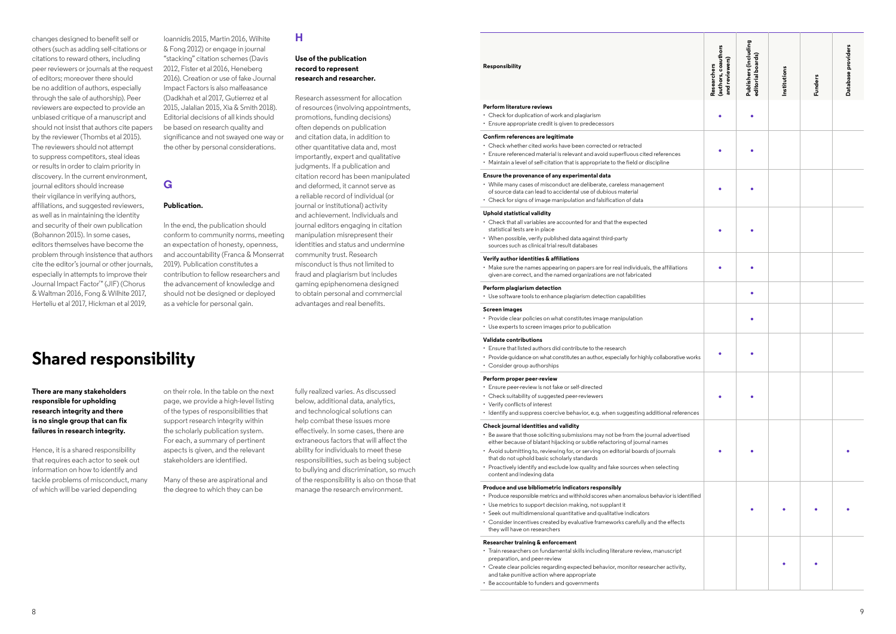changes designed to benefit self or others (such as adding self-citations or citations to reward others, including peer reviewers or journals at the request of editors; moreover there should be no addition of authors, especially through the sale of authorship). Peer reviewers are expected to provide an unbiased critique of a manuscript and should not insist that authors cite papers by the reviewer (Thombs et al 2015). The reviewers should not attempt to suppress competitors, steal ideas or results in order to claim priority in discovery. In the current environment, journal editors should increase their vigilance in verifying authors, affiliations, and suggested reviewers, as well as in maintaining the identity and security of their own publication (Bohannon 2015). In some cases, editors themselves have become the problem through insistence that authors cite the editor's journal or other journals, especially in attempts to improve their Journal Impact Factor™ (JIF) (Chorus & Waltman 2016, Fong & Wilhite 2017, Herteliu et al 2017, Hickman et al 2019, Ioannidis 2015, Martin 2016, Wilhite & Fong 2012) or engage in journal "stacking" citation schemes (Davis 2012, Fister et al 2016, Heneberg 2016). Creation or use of fake Journal Impact Factors is also malfeasance (Dadkhah et al 2017, Gutierrez et al 2015, Jalalian 2015, Xia & Smith 2018). Editorial decisions of all kinds should be based on research quality and significance and not swayed one way or the other by personal considerations.

## G

**Publication.**

In the end, the publication should conform to community norms, meeting an expectation of honesty, openness, and accountability (Franca & Monserrat 2019). Publication constitutes a contribution to fellow researchers and the advancement of knowledge and should not be designed or deployed as a vehicle for personal gain.

## H

**Use of the publication record to represent research and researcher.**

Research assessment for allocation of resources (involving appointments, promotions, funding decisions) often depends on publication and citation data, in addition to other quantitative data and, most importantly, expert and qualitative judgments. If a publication and citation record has been manipulated and deformed, it cannot serve as a reliable record of individual (or journal or institutional) activity and achievement. Individuals and journal editors engaging in citation manipulation misrepresent their identities and status and undermine community trust. Research misconduct is thus not limited to fraud and plagiarism but includes gaming epiphenomena designed to obtain personal and commercial advantages and real benefits.

# Shared responsibility

**There are many stakeholders responsible for upholding research integrity and there is no single group that can fix failures in research integrity.**

Hence, it is a shared responsibility that requires each actor to seek out information on how to identify and tackle problems of misconduct, many of which will be varied depending on their role. In the table on the next page, we provide a high-level listing of the types of responsibilities that support research integrity within the scholarly publication system. For each, a summary of pertinent aspects is given, and the relevant stakeholders are identified.

Many of these are aspirational and the degree to which they can be fully realized varies. As discussed below, additional data, analytics, and technological solutions can help combat these issues more effectively. In some cases, there are extraneous factors that will affect the ability for individuals to meet these responsibilities, such as being subject to bullying and discrimination, so much of the responsibility is also on those that manage the research environment.

| Responsibility | Researchers (authors, coauthors and reviewers) | Publishers (including editorial boards) | Institutions | Funders | Database providers |
|---|---|---|---|---|---|
| **Perform literature reviews**<br>• Check for duplication of work and plagiarism<br>• Ensure appropriate credit is given to predecessors | • | • | | | |
| **Confirm references are legitimate**<br>• Check whether cited works have been corrected or retracted<br>• Ensure referenced material is relevant and avoid superfluous cited references<br>• Maintain a level of self-citation that is appropriate to the field or discipline | • | • | | | |
| **Ensure the provenance of any experimental data**<br>• While many cases of misconduct are deliberate, careless management of source data can lead to accidental use of dubious material<br>• Check for signs of image manipulation and falsification of data | • | • | | | |
| **Uphold statistical validity**<br>• Check that all variables are accounted for and that the expected statistical tests are in place<br>• When possible, verify published data against third-party sources such as clinical trial result databases | • | • | | | |
| **Verify author identities & affiliations**<br>• Make sure the names appearing on papers are for real individuals, the affiliations given are correct, and the named organizations are not fabricated | • | • | | | |
| **Perform plagiarism detection**<br>• Use software tools to enhance plagiarism detection capabilities | | • | | | |
| **Screen images**<br>• Provide clear policies on what constitutes image manipulation<br>• Use experts to screen images prior to publication | | • | | | |
| **Validate contributions**<br>• Ensure that listed authors did contribute to the research<br>• Provide guidance on what constitutes an author, especially for highly collaborative works<br>• Consider group authorships | • | • | | | |
| **Perform proper peer-review**<br>• Ensure peer-review is not fake or self-directed<br>• Check suitability of suggested peer-reviewers<br>• Verify conflicts of interest<br>• Identify and suppress coercive behavior, e.g. when suggesting additional references | • | • | | | |
| **Check journal identities and validity**<br>• Be aware that those soliciting submissions may not be from the journal advertised either because of blatant hijacking or subtle refactoring of journal names<br>• Avoid submitting to, reviewing for, or serving on editorial boards of journals that do not uphold basic scholarly standards<br>• Proactively identify and exclude low quality and fake sources when selecting content and indexing data | • | • | | | • |
| **Produce and use bibliometric indicators responsibly**<br>• Produce responsible metrics and withhold scores when anomalous behavior is identified<br>• Use metrics to support decision making, not supplant it<br>• Seek out multidimensional quantitative and qualitative indicators<br>• Consider incentives created by evaluative frameworks carefully and the effects they will have on researchers | | • | • | • | • |
| **Researcher training & enforcement**<br>• Train researchers on fundamental skills including literature review, manuscript preparation, and peer-review<br>• Create clear policies regarding expected behavior, monitor researcher activity, and take punitive action where appropriate<br>• Be accountable to funders and governments | | | • | • | |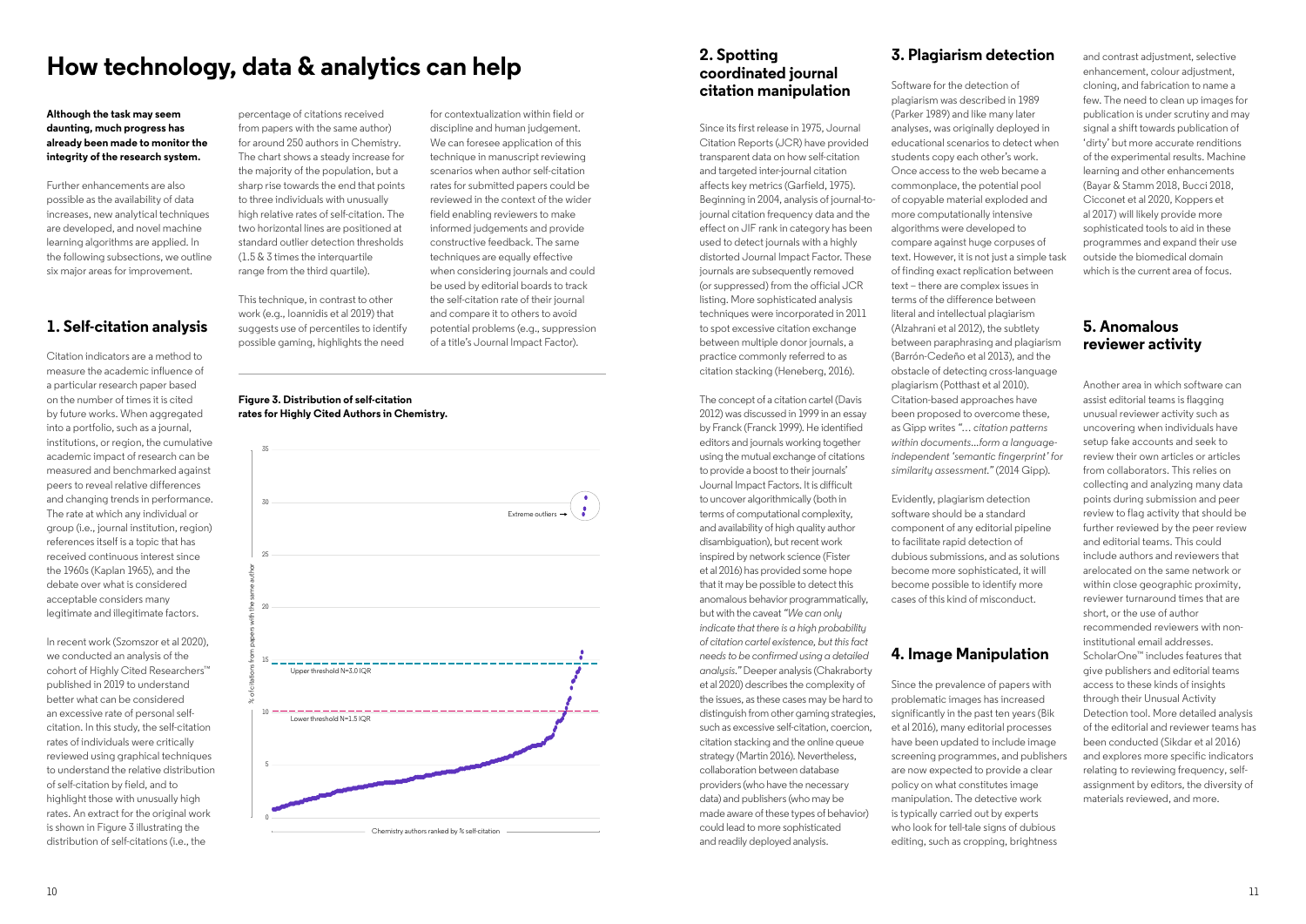# How technology, data & analytics can help

**Although the task may seem daunting, much progress has already been made to monitor the integrity of the research system.**

Further enhancements are also possible as the availability of data increases, new analytical techniques are developed, and novel machine learning algorithms are applied. In the following subsections, we outline six major areas for improvement.

## 1. Self-citation analysis

Citation indicators are a method to measure the academic influence of a particular research paper based on the number of times it is cited by future works. When aggregated into a portfolio, such as a journal, institutions, or region, the cumulative academic impact of research can be measured and benchmarked against peers to reveal relative differences and changing trends in performance. The rate at which any individual or group (i.e., journal institution, region) references itself is a topic that has received continuous interest since the 1960s (Kaplan 1965), and the debate over what is considered acceptable considers many legitimate and illegitimate factors.

In recent work (Szomszor et al 2020), we conducted an analysis of the cohort of Highly Cited Researchers™ published in 2019 to understand better what can be considered an excessive rate of personal self-citation. In this study, the self-citation rates of individuals were critically reviewed using graphical techniques to understand the relative distribution of self-citation by field, and to highlight those with unusually high rates. An extract for the original work is shown in Figure 3 illustrating the distribution of self-citations (i.e., the percentage of citations received from papers with the same author) for around 250 authors in Chemistry. The chart shows a steady increase for the majority of the population, but a sharp rise towards the end that points to three individuals with unusually high relative rates of self-citation. The two horizontal lines are positioned at standard outlier detection thresholds (1.5 & 3 times the interquartile range from the third quartile).

This technique, in contrast to other work (e.g., Ioannidis et al 2019) that suggests use of percentiles to identify possible gaming, highlights the need for contextualization within field or discipline and human judgement. We can foresee application of this technique in manuscript reviewing scenarios when author self-citation rates for submitted papers could be reviewed in the context of the wider field enabling reviewers to make informed judgements and provide constructive feedback. The same techniques are equally effective when considering journals and could be used by editorial boards to track the self-citation rate of their journal and compare it to others to avoid potential problems (e.g., suppression of a title's Journal Impact Factor).

**Figure 3. Distribution of self-citation rates for Highly Cited Authors in Chemistry.**

## 2. Spotting coordinated journal citation manipulation

Since its first release in 1975, Journal Citation Reports (JCR) have provided transparent data on how self-citation and targeted inter-journal citation affects key metrics (Garfield, 1975). Beginning in 2004, analysis of journal-to-journal citation frequency data and the effect on JIF rank in category has been used to detect journals with a highly distorted Journal Impact Factor. These journals are subsequently removed (or suppressed) from the official JCR listing. More sophisticated analysis techniques were incorporated in 2011 to spot excessive citation exchange between multiple donor journals, a practice commonly referred to as citation stacking (Heneberg, 2016).

The concept of a citation cartel (Davis 2012) was discussed in 1999 in an essay by Franck (Franck 1999). He identified editors and journals working together using the mutual exchange of citations to provide a boost to their journals' Journal Impact Factors. It is difficult to uncover algorithmically (both in terms of computational complexity, and availability of high quality author disambiguation), but recent work inspired by network science (Fister et al 2016) has provided some hope that it may be possible to detect this anomalous behavior programmatically, but with the caveat *"We can only indicate that there is a high probability of citation cartel existence, but this fact needs to be confirmed using a detailed analysis."* Deeper analysis (Chakraborty et al 2020) describes the complexity of the issues, as these cases may be hard to distinguish from other gaming strategies, such as excessive self-citation, coercion, citation stacking and the online queue strategy (Martin 2016). Nevertheless, collaboration between database providers (who have the necessary data) and publishers (who may be made aware of these types of behavior) could lead to more sophisticated and readily deployed analysis.

## 3. Plagiarism detection

Software for the detection of plagiarism was described in 1989 (Parker 1989) and like many later analyses, was originally deployed in educational scenarios to detect when students copy each other's work. Once access to the web became a commonplace, the potential pool of copyable material exploded and more computationally intensive algorithms were developed to compare against huge corpuses of text. However, it is not just a simple task of finding exact replication between text – there are complex issues in terms of the difference between literal and intellectual plagiarism (Alzahrani et al 2012), the subtlety between paraphrasing and plagiarism (Barrón-Cedeño et al 2013), and the obstacle of detecting cross-language plagiarism (Potthast et al 2010). Citation-based approaches have been proposed to overcome these, as Gipp writes *"… citation patterns within documents…form a language-independent 'semantic fingerprint' for similarity assessment."* (2014 Gipp).

Evidently, plagiarism detection software should be a standard component of any editorial pipeline to facilitate rapid detection of dubious submissions, and as solutions become more sophisticated, it will become possible to identify more cases of this kind of misconduct.

## 4. Image Manipulation

Since the prevalence of papers with problematic images has increased significantly in the past ten years (Bik et al 2016), many editorial processes have been updated to include image screening programmes, and publishers are now expected to provide a clear policy on what constitutes image manipulation. The detective work is typically carried out by experts who look for tell-tale signs of dubious editing, such as cropping, brightness and contrast adjustment, selective enhancement, colour adjustment, cloning, and fabrication to name a few. The need to clean up images for publication is under scrutiny and may signal a shift towards publication of 'dirty' but more accurate renditions of the experimental results. Machine learning and other enhancements (Bayar & Stamm 2018, Bucci 2018, Cicconet et al 2020, Koppers et al 2017) will likely provide more sophisticated tools to aid in these programmes and expand their use outside the biomedical domain which is the current area of focus.

## 5. Anomalous reviewer activity

Another area in which software can assist editorial teams is flagging unusual reviewer activity such as uncovering when individuals have setup fake accounts and seek to review their own articles or articles from collaborators. This relies on collecting and analyzing many data points during submission and peer review to flag activity that should be further reviewed by the peer review and editorial teams. This could include authors and reviewers that arelocated on the same network or within close geographic proximity, reviewer turnaround times that are short, or the use of author recommended reviewers with non-institutional email addresses. ScholarOne™ includes features that give publishers and editorial teams access to these kinds of insights through their Unusual Activity Detection tool. More detailed analysis of the editorial and reviewer teams has been conducted (Sikdar et al 2016) and explores more specific indicators relating to reviewing frequency, self-assignment by editors, the diversity of materials reviewed, and more.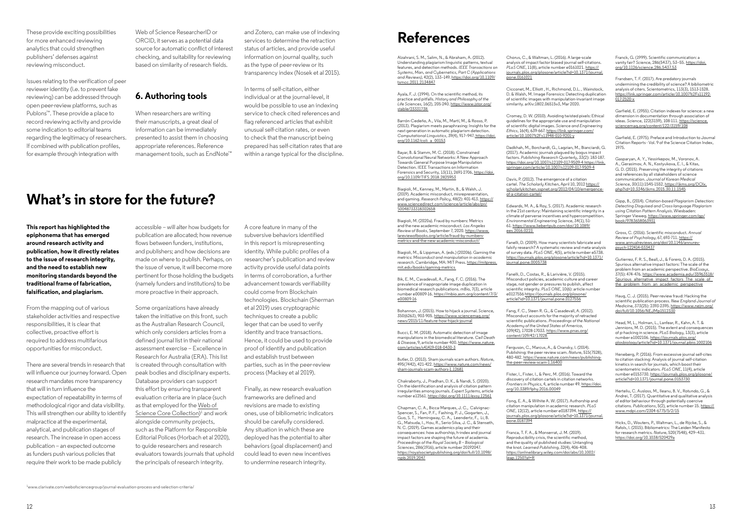These provide exciting possibilities for more enhanced reviewing analytics that could strengthen publishers' defenses against reviewing misconduct.

Issues relating to the verification of peer reviewer identity (i.e. to prevent fake reviewing) can be addressed through open peer-review platforms, such as Publons™. These provide a place to record reviewing activity and provide some indication to editorial teams regarding the legitimacy of researchers. If combined with publication profiles, for example through integration with Web of Science ResearcherID or ORCID, it serves as a potential data source for automatic conflict of interest checking, and suitability for reviewing based on similarity of research fields.

## 6. Authoring tools

When researchers are writing their manuscripts, a great deal of information can be immediately presented to assist them in choosing appropriate references. Reference management tools, such as EndNote™ and Zotero, can make use of indexing services to determine the retraction status of articles, and provide useful information on journal quality, such as the type of peer-review or its transparency index (Nosek et al 2015).

In terms of self-citation, either individual or at the journal-level, it would be possible to use an indexing service to check cited references and flag referenced articles that exhibit unusual self-citation rates, or even to check that the manuscript being prepared has self-citation rates that are within a range typical for the discipline.

# What's in store for the future?

**This report has highlighted the epiphenoma that has emerged around research activity and publication, how it directly relates to the issue of research integrity, and the need to establish new monitoring standards beyond the traditional frame of fabrication, falsification, and plagiarism.**

From the mapping out of various stakeholder activities and respective responsibilities, it is clear that collective, proactive effort is required to address multifarious opportunities for misconduct.

There are several trends in research that will influence our journey forward. Open research mandates more transparency that will in turn influence the expectation of repeatability in terms of methodological rigor and data visibility. This will strengthen our ability to identify malpractice at the experimental, analytical, and publication stages of research. The increase in open access publication – an expected outcome as funders push various policies that require their work to be made publicly accessible – will alter how budgets for publication are allocated; how revenue flows between funders, institutions, and publishers; and how decisions are made on where to publish. Perhaps, on the issue of venue, it will become more pertinent for those holding the budgets (namely funders and institutions) to be more proactive in their approach.

Some organizations have already taken the initiative on this front, such as the Australian Research Council, which only considers articles from a defined journal list in their national assessment exercise – Excellence in Research for Australia (ERA). This list is created through consultation with peak bodies and disciplinary experts. Database providers can support this effort by ensuring transparent evaluation criteria are in place (such as that employed for the Web of Science Core Collection)[1] and work alongside community projects, such as the Platform for Responsible Editorial Polices (Horbach et al 2020), to guide researchers and research evaluators towards journals that uphold the principals of research integrity.

A core feature in many of the subversive behaviors identified in this report is misrepresenting identity. While public profiles of a researcher's publication and review activity provide useful data points in terms of corroboration, a further advancement towards verifiability could come from Blockchain technologies. Blockchain (Sherman et al 2019) uses cryptographic techniques to create a public leger that can be used to verify identity and trace transactions. Hence, it could be used to provide proof of identify and publication and establish trust between parties, such as in the peer-review process (Mackey et al 2019).

Finally, as new research evaluation frameworks are defined and revisions are made to existing ones, use of bibliometric indicators should be carefully considered. Any situation in which these are deployed has the potential to alter behaviors (goal displacement) and could lead to even new incentives to undermine research integrity.

[1]www.clarivate.com/webofsciencegroup/journal-evaluation-process-and-selection-criteria/

# References

Alzahrani, S. M., Salim, N., & Abraham, A. (2012). Understanding plagiarism linguistic patterns, textual features, and detection methods. *IEEE Transactions on Systems, Man, and Cybernetics, Part C (Applications and Reviews)*, 42(2), 133–149. https://doi.org/10.1109/tsmcc.2011.2134847

Ayala, F. J. (1994). On the scientific method, its practice and pitfalls. *History and Philosophy of the Life Sciences*, 16(2), 205-240. https://www.jstor.org/stable/23331738

Barrón-Cedeño, A., Vila, M., Martí, M., & Rosso, P. (2013). Plagiarism meets paraphrasing: Insights for the next generation in automatic plagiarism detection. *Computational Linguistics*, 39(4), 917–947. https://doi.org/10.1162/coli_a_00153

Bayar, B. & Stamm, M. C. (2018). Constrained Convolutional Neural Networks: A New Approach Towards General Purpose Image Manipulation Detection. IEEE Transactions on Information Forensics and Security, 13(11), 2691-2706. https://doi.org/10.1109/TIFS.2018.2825953

Biagioli, M., Kenney, M., Martin, B., & Walsh, J. (2019). Academic misconduct, misrepresentation, and gaming. *Research Policy*, 48(2): 401-413. https://www.sciencedirect.com/science/article/abs/pii/S0048733318302658

Biagioli, M. (2020a). Fraud by numbers: Metrics and the new academic misconduct. *Los Angeles Review of Books*, September 7, 2020. https://www.lareviewofbooks.org/article/fraud-by-numbers-metrics-and-the-new-academic-misconduct/

Biagioli, M., & Lippman, A. (eds.) (2020b). Gaming the metrics: *Misconduct and manipulation in academic research*. Cambridge, MA: MIT Press. https://mitpress.mit.edu/books/gaming-metrics

Bik, E. M., Cavadevall, A., Fang, F. C. (2016). The prevalence of inappropriate image duplication in biomedical research publications. *mBio*, 7(3), article number e00809-16. https://mbio.asm.org/content/7/3/e00809-16

Bohannon, J. (2015). How to hijack a journal. *Science*, 350(6263), 903-905. https://www.sciencemag.org/news/2015/11/feature-how-hijack-journal

Bucci, E. M. (2018). Automatic detection of image manipulations in the biomedical literature. *Cell Death & Disease*, 9, article number 400. https://www.nature.com/articles/s41419-018-0430-3

Butler, D. (2013). Sham journals scam authors. *Nature*, 495(7442), 421-422. https://www.nature.com/news/sham-journals-scam-authors-1.12681

Chakraborty, J., Pradhan, D. K., & Nandi, S. (2020). On the identification and analysis of citation pattern irregularities among journals. *Expert Systems*, article number e12561. https://doi.org/10.1111/exsy.12561

Chapman, C. A., Bicca-Marques, J. C., Calvignac-Spencer, S., Fan, P. F., Fashing, P. J., Gogarten, J., Guo, S. T., Hemingway, C. A., Leendertz, F., Li, B. G., Matsuda, I., Hou, R., Serio-Silva, J. C., & Stenseth, N. C. (2019). Games academics play and their consequences: how authorship, h-index and journal impact factors are shaping the future of academia. *Proceedings of the Royal Society B – Biological Sciences*, 286(1916), article number 20192047. https://royalsocietypublishing.org/doi/full/10.1098/rspb.2019.2047

Chorus, C., & Waltman, L. (2016). A large-scale analysis of impact factor biased journal self-citations. *PLoS ONE*, 11(8), article number e0161021. https://journals.plos.org/plosone/article?id=10.1371/journal.pone.0161021

Cicconet, M., Elliott , H., Richmond, D.L. , Wainstock, D. & Walsh, M. Image Forensics: Detecting duplication of scientific images with manipulation-invariant image similarity. arXiv:1802.06515v3, Mar 2020.

Cromey, D. W. (2010). Avoiding twisted pixels: Ethical guidelines for the appropriate use and manipulation of scientific digital images. *Science and Engineering Ethics*, 16(4), 639-667. https://link.springer.com/article/10.1007%2Fs11948-010-9201-y

Dadkhah, M., Borchardt, G., Lagzian, M., Bianciardi, G. (2017). Academic journals plagued by bogus impact factors. *Publishing Research Quarterly*, 33(2): 183-187. https://doi.org/10.1007/s12109-017-9509-4 https://link.springer.com/article/10.1007/s12109-017-9509-4

Davis, P. (2012). The emergence of a citation cartel. *The Scholarly Kitchen*, April 10, 2012 https://scholarlykitchen.sspnet.org/2012/04/10/emergence-of-a-citation-cartel/

Edwards, M. A., & Roy, S. (2017). Academic research in the 21st century: Maintaining scientific integrity in a climate of perverse incentives and hypercompetition. *Environmental Engineering Science*, 34(1), 51-61. https://www.liebertpub.com/doi/10.1089/ees.2016.0223

Fanelli, D. (2009). How many scientists fabricate and falsify research? A systematic review and meta-analysis of survey data. *PLoS ONE*, 4(5), article number e5738. https://journals.plos.org/plosone/article?id=10.1371/journal.pone.0005738

Fanelli, D., Costas, R., & Larivière, V. (2015). Misconduct policies, academic culture and career stage, not gender or pressures to publish, affect scientific integrity. *PLoS ONE*, 10(6): article number e0127556 https://journals.plos.org/plosone/article?id=10.1371/journal.pone.0127556

Fang, F. C., Steen R. G., & Casadevall, A. (2012). Misconduct accounts for the majority of retracted scientific publications. *Proceedings of the National Academy of the United States of America*, 109(42), 17028-17033. https://www.pnas.org/content/109/42/17028

Ferguson, C., Marcus, A., & Oransky, I. (2014). Publishing: the peer review scam. *Nature*, 515(7528), 480-482. https://www.nature.com/news/publishing-the-peer-review-scam-1.16400

Fister, I., Fister, I., & Perc, M. (2016). Toward the discovery of citation cartels in citation networks. *Frontiers in Physics*, 4, article number 49. https://doi.org/10.3389/fphy.2016.00049

Fong, E. A., & Wilhite A. W. (2017). Authorship and citation manipulation in academic research. *PLoS ONE*, 12(12), article number e0187394. https://journals.plos.org/plosone/article?id=10.1371/journal.pone.0187394

Franca, T. F. A., & Monserrat, J. M. (2019). Reproducibility crisis, the scientific method, and the quality of published studies: Untangling the knot. *Learned Publishing*, 32(4), 406-408. https://onlinelibrary.wiley.com/doi/abs/10.1002/leap.1250?af=R

Franck, G. (1999). Scientific communication: a vanity fair? *Science*, 286(5437), 53–55. https://doi.org/10.1126/science.286.5437.53

Frandsen, T. F. (2017). Are predatory journals undermining the credibility of science? A bibliometric analysis of citers. Scientometrics, 113(3), 1513-1528. https://link.springer.com/article/10.1007%2Fs11192-017-2520-x

Garfield, E. (1955). Citation indexes for science: a new dimension in documentation through association of ideas. Science, 122(3159), 108-111. https://science.sciencemag.org/content/122/3159/108

Garfield, E. (1975). Preface and Introduction to Journal Citation Reports - Vol. 9 of the Science Citation Index, 1975.

Gasparyan, A. Y., Yessirkepov, M., Voronov, A. A., Gerasimov, A. N., Kostyukova, E. I., & Kitas, G. D. (2015). Preserving the integrity of citations and references by all stakeholders of science communication. *Journal of Korean Medical Science*, 30(11):1545-1552. https://jkms.org/DOIx.php?id=10.3346/jkms.2015.30.11.1545

Gipp, B., (2014). *Citation-based Plagiarism Detection: Detecting Disguised and Cross-language Plagiarism using Citation Pattern Analysis*. Wiesbaden: Springer Vieweg. https://www.springer.com/gp/book/9783658063931

Gross, C. (2016). Scientific misconduct. *Annual Review of Psychology*, 67, 693-711. https://www.annualreviews.org/doi/10.1146/annurev-psych-122414-033437

Gutierrez, F. R. S., Beall, J., & Forero, D. A. (2015). Spurious alternative impact factors: The scale of the problem from an academic perspective. *BioEssays*, 37(5): 474-476. https://www.academia.edu/35963518/Spurious_alternative_impact_factors_The_scale_of_the_problem_from_an_academic_perspective

Haug, C. J. (2015). Peer-review fraud: Hacking the scientific publication process. *New England Journal of Medicine*, 373(25): 2393-2395. https://www.nejm.org/doi/full/10.1056/NEJMp1512330

Head, M. L., Holman, L., Lanfear, R., Kahn, A. T. & Jennions, M. D. (2015). The extent and consequences of p-hacking in science. *PLoS Biology*, 13(3), article number e1002106. https://journals.plos.org/plosbiology/article?id=10.1371/journal.pbio.1002106

Heneberg, P. (2016). From excessive journal self-cites to citation stacking: Analysis of journal self-citation kinetics in search for journals, which boost their scientometric indicators. *PLoS ONE*, 11(4), article number e0153730. https://journals.plos.org/plosone/article?id=10.1371/journal.pone.0153730

Herteliu, C., Ausloss, M., Ileanu, B. V., Rotundo, G., & Andrei, T. (2017). Quantitative and qualitative analysis of editor behaviour through potentially coercive citations. *Publications*, 5(2), article number 15. https://www.mdpi.com/2304-6775/5/2/15

Hicks, D., Wouters, P., Waltman, L., de Rijcke, S., & Rafols, I. (2015). Bibliometrics: The Leiden Manifesto for research metrics. *Nature*, 520(7548), 429–431. https://doi.org/10.1038/520429a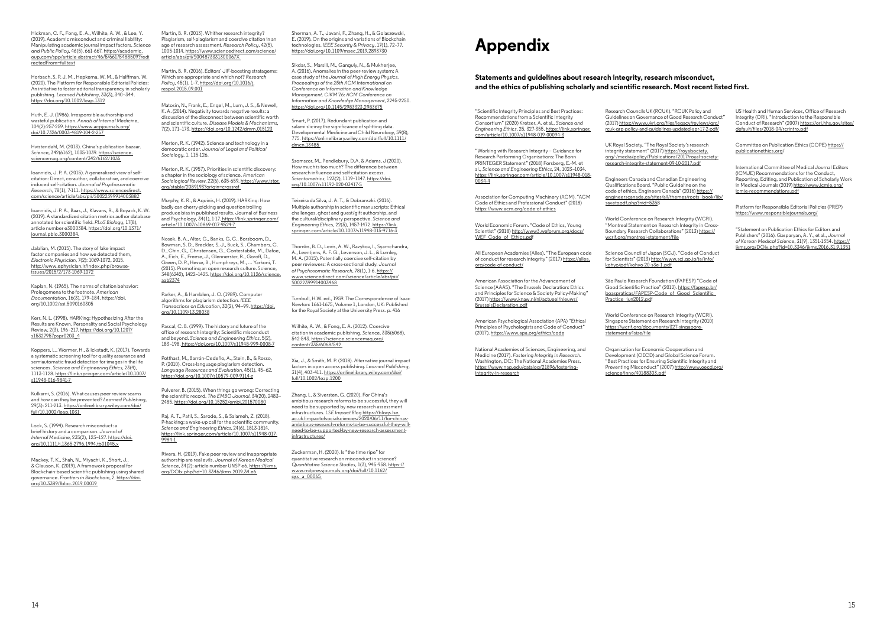Hickman, C. F., Fong, E. A., Wilhite, A. W., & Lee, Y. (2019). Academic misconduct and criminal liability: Manipulating academic journal impact factors. *Science and Public Policy*, 46(5), 661-667. https://academic.oup.com/spp/article-abstract/46/5/661/5488509?redirectedFrom=fulltext

Horbach, S. P. J. M., Hepkema, W. M., & Halffman, W. (2020). The Platform for Responsible Editorial Policies: An initiative to foster editorial transparency in scholarly publishing. *Learned Publishing*, 33(3), 340–344. https://doi.org/10.1002/leap.1312

Huth, E. J. (1986). Irresponsible authorship and wasteful publication. *Annals of Internal Medicine*, 104(2):257-259. https://www.acpjournals.org/doi/10.7326/0003-4819-104-2-257

Hvistendahl, M. (2013). China's publication bazaar. *Science*, 342(6162), 1035-1039. https://science.sciencemag.org/content/342/6162/1035

Ioannidis, J. P. A. (2015). A generalized view of self-citation: Direct, co-author, collaborative, and coercive induced self-citation. *Journal of Psychosomatic Research*, 78(1), 7-111. https://www.sciencedirect.com/science/article/abs/pii/S0022399914003882

Ioannidis, J. P. A., Baas, J., Klavans, R., & Boyack, K. W. (2019). A standardized citation metrics author database annotated for scientific field. *PLoS Biology*, 17(8), article number e3000384. https://doi.org/10.1371/journal.pbio.3000384.

Jalalian, M. (2015). The story of fake impact factor companies and how we detected them. *Electronic Physician*, 7(2): 1069-1072, 2015. http://www.ephysician.ir/index.php/browse-issues/2015/2/173-1069-1072

Kaplan, N. (1965). The norms of citation behavior: Prolegomena to the footnote. *American Documentation*, 16(3), 179–184. https://doi.org/10.1002/asi.5090160305

Kerr, N. L. (1998). HARKing: Hypothesizing After the Results are Known. Personality and Social Psychology Review, 2(3), 196–217. https://doi.org/10.1207/s15327957pspr0203_4

Koppers, L., Wormer, H., & Ickstadt, K. (2017). Towards a systematic screening tool for quality assurance and semiautomatic fraud detection for images in the life sciences. *Science and Engineering Ethics*, 23(4), 1113-1128. https://link.springer.com/article/10.1007/s11948-016-9841-7

Kulkarni, S. (2016). What causes peer review scams and how can they be prevented? *Learned Publishing*, 29(3): 211-213. https://onlinelibrary.wiley.com/doi/full/10.1002/leap.1031

Lock, S. (1994). Research misconduct: a brief history and a comparison. *Journal of Internal Medicine*, 235(2), 123–127. https://doi.org/10.1111/j.1365-2796.1994.tb01045.x

Mackey, T. K., Shah, N., Miyachi, K., Short, J., & Clauson, K. (2019). A framework proposal for Blockchain-based scientific publishing using shared governance. *Frontiers in Blockchain*, 2. https://doi.org/10.3389/fbloc.2019.00019

Martin, B. R. (2013). Whither research integrity? Plagiarism, self-plagiarism and coercive citation in an age of research assessment. *Research Policy*, 42(5), 1005-1014. https://www.sciencedirect.com/science/article/abs/pii/S004873331300067X

Martin, B. R. (2016). Editors' JIF-boosting stratagems: Which are appropriate and which not? *Research Policy*, 45(1), 1–7. https://doi.org/10.1016/j.respol.2015.09.001

Matosin, N., Frank, E., Engel, M., Lum, J. S., & Newell, K. A. (2014). Negativity towards negative results: a discussion of the disconnect between scientific worth and scientific culture. *Disease Models & Mechanisms*, 7(2), 171–173. https://doi.org/10.1242/dmm.015123

Merton, R. K. (1942). Science and technology in a democratic order. *Journal of Legal and Political Sociology*, 1, 115-126.

Merton, R. K. (1957). Priorities in scientific discovery: a chapter in the sociology of science. *American Sociological Review*, 22(6), 635-659. https://www.jstor.org/stable/2089193?origin=crossref

Murphy, K. R., & Aguinis, H. (2019). HARKing: How badly can cherry-picking and question trolling produce bias in published results. Journal of Business and Psychology, 34(1), 1-17. https://link.springer.com/article/10.1007/s10869-017-9524-7

Nosek, B. A., Alter, G., Banks, G. C., Borsboom, D., Bowman, S. D., Breckler, S. J., Buck, S., Chambers, C. D., Chin, G., Christensen, G., Contestabile, M., Dafoe, A., Eich, E., Freese, J., Glennerster, R., Goroff, D., Green, D. P., Hesse, B., Humphreys, M., … Yarkoni, T. (2015). Promoting an open research culture. Science, 348(6242), 1422–1425. https://doi.org/10.1126/science.aab2374

Parker, A., & Hamblen, J. O. (1989). Computer algorithms for plagiarism detection. *IEEE Transactions on Education*, 32(2), 94–99. https://doi.org/10.1109/13.28038

Pascal, C. B. (1999). The history and future of the office of research integrity: Scientific misconduct and beyond. *Science and Engineering Ethics*, 5(2), 183–198. https://doi.org/10.1007/s11948-999-0008-7

Potthast, M., Barrón-Cedeño, A., Stein, B., & Rosso, P. (2010). Cross-language plagiarism detection. *Language Resources and Evaluation*, 45(1), 45–62. https://doi.org/10.1007/s10579-009-9114-z

Pulverer, B. (2015). When things go wrong: Correcting the scientific record. *The EMBO Journal*, 34(20), 2483–2485. https://doi.org/10.15252/embj.201570080

Raj, A. T., Patil, S., Sarode, S., & Salameh, Z. (2018). P-hacking: a wake-up call for the scientific community. *Science and Engineering Ethics*, 24(6), 1813-1814. https://link.springer.com/article/10.1007/s11948-017-9984-1

Rivera, H. (2019). Fake peer review and inappropriate authorship are real evils. *Journal of Korean Medical Science*, 34(2): article number UNSP e6. https://jkms.org/DOIx.php?id=10.3346/jkms.2019.34.e6

Sherman, A. T., Javani, F., Zhang, H., & Golaszewski, E. (2019). On the origins and variations of Blockchain technologies. *IEEE Security & Privacy*, 17(1), 72–77. https://doi.org/10.1109/msec.2019.2893730

Sikdar, S., Marsili, M., Ganguly, N., & Mukherjee, A. (2016). Anomalies in the peer-review system: A case study of the *Journal of High Energy Physics. Proceedings of the 25th ACM International on Conference on Information and Knowledge Management. CIKM'16: ACM Conference on Information and Knowledge Management*, 2245-2250. https://doi.org/10.1145/2983323.2983675

Smart, P. (2017). Redundant publication and salami slicing: the significance of splitting data. Developmental Medicine and Child Neurology, 59(8), 775. https://onlinelibrary.wiley.com/doi/full/10.1111/dmcn.13485

Szomszor, M., Pendlebury, D.A. & Adams, J (2020). How much is too much? The difference between research influence and self-citation excess. *Scientometrics*, 123(2), 1119–1147. https://doi.org/10.1007/s11192-020-03417-5

Teixeira da Silva, J. A. T., & Dobranszki. (2016). Multiple authorship in scientific manuscripts: Ethical challenges, ghost and guest/gift authorship, and the cultural/disciplinary perspective. *Science and Engineering Ethics*, 22(5), 1457-1472. https://link.springer.com/article/10.1007/s11948-015-9716-3

Thombs, B. D., Levis, A. W., Razykov, I., Syamchandra, A., Leentjens, A. F. G., Levenson, J. L., & Lumley, M. A. (2015). Potentially coercive self-citation by peer reviewers: A cross-sectional study. *Journal of Psychosomatic Research*, 78(1), 1-6. https://www.sciencedirect.com/science/article/abs/pii/S0022399914003468

Turnbull, H.W. ed., 1959. The Correspondence of Isaac Newton: 1661-1675, Volume 1, London, UK: Published for the Royal Society at the University Press. p. 416

Wilhite, A. W., & Fong, E. A. (2012). Coercive citation in academic publishing. *Science*, 335(6068), 542-543. https://science.sciencemag.org/content/335/6068/542

Xia, J., & Smith, M. P. (2018). Alternative journal impact factors in open access publishing. *Learned Publishing*, 31(4), 403-411. https://onlinelibrary.wiley.com/doi/full/10.1002/leap.1200

Zhang, L. & Siversten, G. (2020). For China's ambitious research reforms to be successful, they will need to be supported by new research assessment infrastructures. *LSE Impact Blog* https://blogs.lse.ac.uk/impactofsocialsciences/2020/06/11/for-chinas-ambitious-research-reforms-to-be-successful-they-will-need-to-be-supported-by-new-research-assessment-infrastructures/

Zuckerman, H. (2020). Is "the time ripe" for quantitative research on misconduct in science? *Quantitative Science Studies*, 1(3), 945-958. https://www.mitpressjournals.org/doi/full/10.1162/qss_a_00065

# Appendix

### Statements and guidelines about research integrity, research misconduct, and the ethics of publishing scholarly and scientific research. Most recent listed first.

"Scientific Integrity Principles and Best Practices: Recommendations from a Scientific Integrity Consortium" (2020) Kretser, A. et al., *Science and Engineering Ethics*, 25, 327-355. https://link.springer.com/article/10.1007/s11948-019-00094-3

"Working with Research Integrity – Guidance for Research Performing Organisations: The Bonn PRINTEGER Statement" (2018) Forsberg, E.-M. et al., *Science and Engineering Ethics*, 24, 1023–1034. https://link.springer.com/article/10.1007/s11948-018-0034-4

Association for Computing Machinery (ACM). "ACM Code of Ethics and Professional Conduct" (2018) https://www.acm.org/code-of-ethics

World Economic Forum. "Code of Ethics, Young Scientist" (2018) http://www3.weforum.org/docs/WEF_Code_of_Ethics.pdf

All European Academies (Allea). "The European code of conduct for research integrity" (2017) https://allea.org/code-of-conduct/

American Association for the Advancement of Science (AAAS). "The Brussels Declaration: Ethics and Principles for Science & Society Policy-Making" (2017) https://www.knaw.nl/nl/actueel/nieuws/BrusselsDeclaration.pdf

American Psychological Association (APA) "Ethical Principles of Psychologists and Code of Conduct" (2017). https://www.apa.org/ethics/code

National Academies of Sciences, Engineering, and Medicine (2017). *Fostering Integrity in Research*. Washington, DC: The National Academies Press. https://www.nap.edu/catalog/21896/fostering-integrity-in-research

Research Councils UK (RCUK). "RCUK Policy and Guidelines on Governance of Good Research Conduct" (2017) https://www.ukri.org/files/legacy/reviews/grc/rcuk-grp-policy-and-guidelines-updated-apr-17-2-pdf/

UK Royal Society. "The Royal Society's research integrity statement" (2017) https://royalsociety.org/-/media/policy/Publications/2017/royal-society-research-integrity-statement-09-10-2017.pdf

Engineers Canada and Canadian Engineering Qualifications Board. "Public Guideline on the code of ethics. Engineers Canada" (2016) https://engineerscanada.ca/sites/all/themes/roots_book/lib/savetopdf.php?nid=5358

World Conference on Research Integrity (WCRI). "Montreal Statement on Research Integrity in Cross-Boundary Research Collaborations" (2013) https://wcrif.org/montreal-statement/file

Science Council of Japan (SCJ). "Code of Conduct for Scientists" (2013) http://www.scj.go.jp/ja/info/kohyo/pdf/kohyo-20-s3e-1.pdf

São Paulo Research Foundation (FAPESP) "Code of Good Scientific Practice" (2012). https://fapesp.br/boaspraticas/FAPESP-Code_of_Good_Scientific_Practice_jun2012.pdf

World Conference on Research Integrity (WCRI). Singapore Statement on Research Integrity (2010) https://wcrif.org/documents/327-singapore-statement-a4size/file

Organisation for Economic Cooperation and Development (OECD) and Global Science Forum. "Best Practices for Ensuring Scientific Integrity and Preventing Misconduct" (2007) http://www.oecd.org/science/inno/40188303.pdf

US Health and Human Services, Office of Research Integrity (ORI). "Introduction to the Responsible Conduct of Research" (2007) https://ori.hhs.gov/sites/default/files/2018-04/rcrintro.pdf

Committee on Publication Ethics (COPE) https://publicationethics.org/

International Committee of Medical Journal Editors (ICMJE) Recommendations for the Conduct, Reporting, Editing, and Publication of Scholarly Work in Medical Journals (2019) http://www.icmje.org/icmje-recommendations.pdf

Platform for Responsible Editorial Policies (PREP) https://www.responsiblejournals.org/

"Statement on Publication Ethics for Editors and Publishers" (2016). Gasparyan, A. Y., et al., *Journal of Korean Medical Science*, 31(9), 1351-1354. https://jkms.org/DOIx.php?id=10.3346/jkms.2016.31.9.1351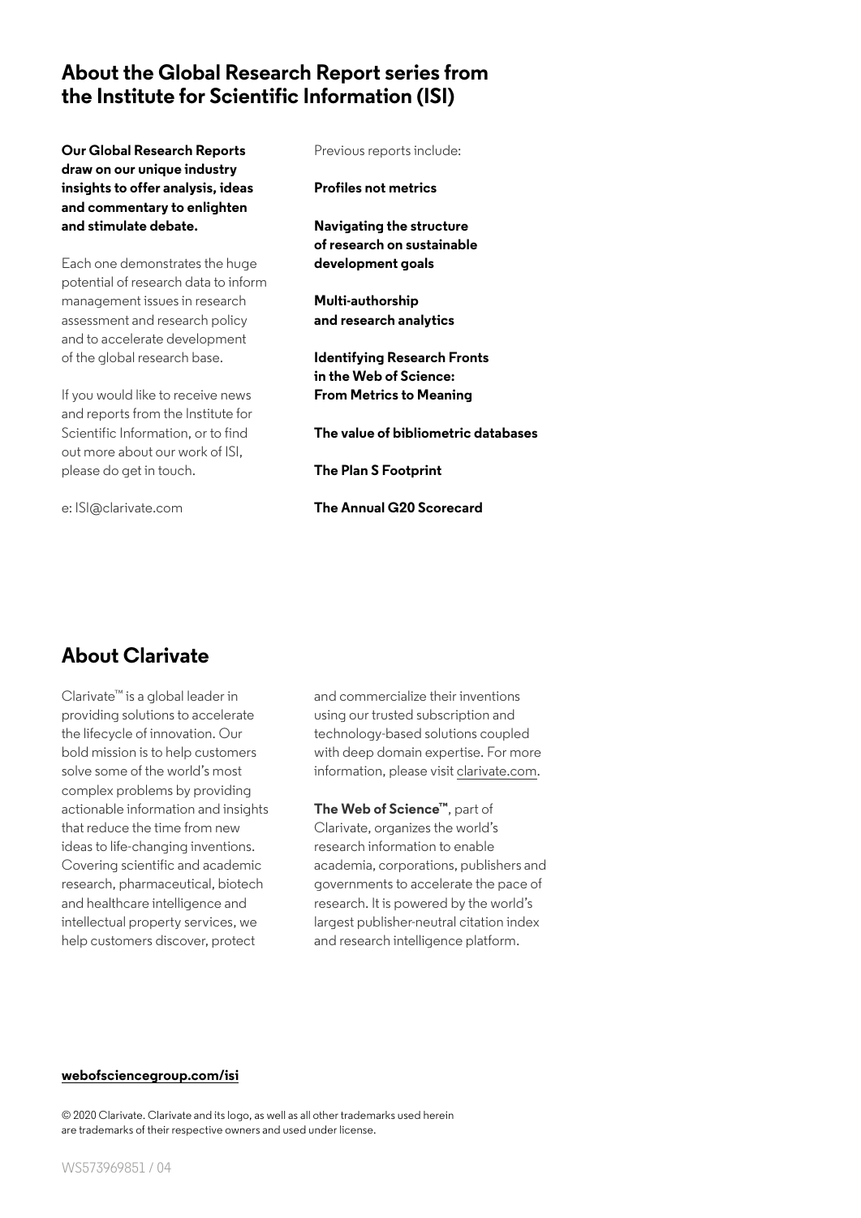## About the Global Research Report series from the Institute for Scientific Information (ISI)

**Our Global Research Reports draw on our unique industry insights to offer analysis, ideas and commentary to enlighten and stimulate debate.**

Each one demonstrates the huge potential of research data to inform management issues in research assessment and research policy and to accelerate development of the global research base.

If you would like to receive news and reports from the Institute for Scientific Information, or to find out more about our work of ISI, please do get in touch.

e: ISI@clarivate.com

Previous reports include:

**Profiles not metrics**

**Navigating the structure of research on sustainable development goals**

**Multi-authorship and research analytics**

**Identifying Research Fronts in the Web of Science: From Metrics to Meaning**

**The value of bibliometric databases**

**The Plan S Footprint**

**The Annual G20 Scorecard**

## About Clarivate

Clarivate™ is a global leader in providing solutions to accelerate the lifecycle of innovation. Our bold mission is to help customers solve some of the world's most complex problems by providing actionable information and insights that reduce the time from new ideas to life-changing inventions. Covering scientific and academic research, pharmaceutical, biotech and healthcare intelligence and intellectual property services, we help customers discover, protect and commercialize their inventions using our trusted subscription and technology-based solutions coupled with deep domain expertise. For more information, please visit clarivate.com.

**The Web of Science™**, part of Clarivate, organizes the world's research information to enable academia, corporations, publishers and governments to accelerate the pace of research. It is powered by the world's largest publisher-neutral citation index and research intelligence platform.

**webofsciencegroup.com/isi**

© 2020 Clarivate. Clarivate and its logo, as well as all other trademarks used herein are trademarks of their respective owners and used under license.

WS573969851 / 04